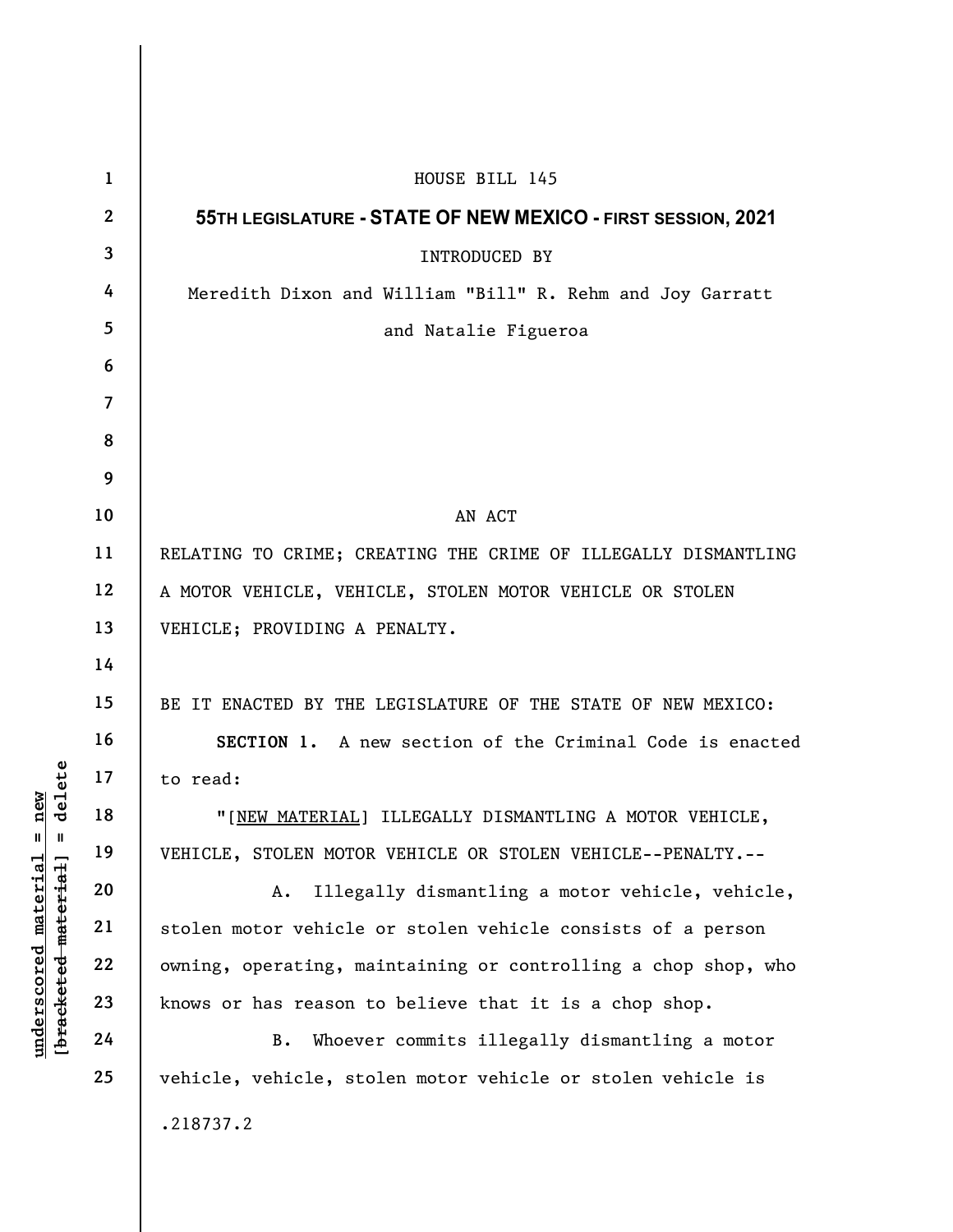HOUSE BILL 145

**55TH LEGISLATURE - STATE OF NEW MEXICO - FIRST SESSION, 2021**

INTRODUCED BY

Meredith Dixon and William "Bill" R. Rehm and Joy Garratt and Natalie Figueroa

AN ACT

RELATING TO CRIME; CREATING THE CRIME OF ILLEGALLY DISMANTLING A MOTOR VEHICLE, VEHICLE, STOLEN MOTOR VEHICLE OR STOLEN VEHICLE; PROVIDING A PENALTY.

BE IT ENACTED BY THE LEGISLATURE OF THE STATE OF NEW MEXICO:

**SECTION 1.** A new section of the Criminal Code is enacted to read:

"[<u>NEW MATERIAL</u>] ILLEGALLY DISMANTLING A MOTOR VEHICLE, VEHICLE, STOLEN MOTOR VEHICLE OR STOLEN VEHICLE--PENALTY.--

A. Illegally dismantling a motor vehicle, vehicle, stolen motor vehicle or stolen vehicle consists of a person owning, operating, maintaining or controlling a chop shop, who knows or has reason to believe that it is a chop shop.

B. Whoever commits illegally dismantling a motor vehicle, vehicle, stolen motor vehicle or stolen vehicle is

.218737.2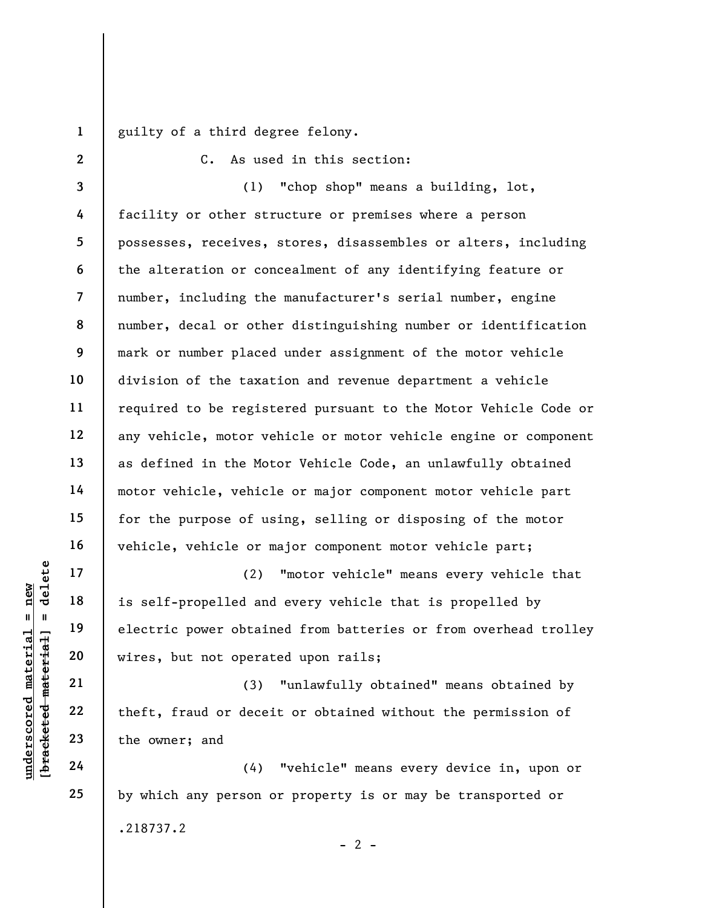guilty of a third degree felony.

C. As used in this section:

(1) "chop shop" means a building, lot, facility or other structure or premises where a person possesses, receives, stores, disassembles or alters, including the alteration or concealment of any identifying feature or number, including the manufacturer's serial number, engine number, decal or other distinguishing number or identification mark or number placed under assignment of the motor vehicle division of the taxation and revenue department a vehicle required to be registered pursuant to the Motor Vehicle Code or any vehicle, motor vehicle or motor vehicle engine or component as defined in the Motor Vehicle Code, an unlawfully obtained motor vehicle, vehicle or major component motor vehicle part for the purpose of using, selling or disposing of the motor vehicle, vehicle or major component motor vehicle part;

(2) "motor vehicle" means every vehicle that is self-propelled and every vehicle that is propelled by electric power obtained from batteries or from overhead trolley wires, but not operated upon rails;

(3) "unlawfully obtained" means obtained by theft, fraud or deceit or obtained without the permission of the owner; and

(4) "vehicle" means every device in, upon or by which any person or property is or may be transported or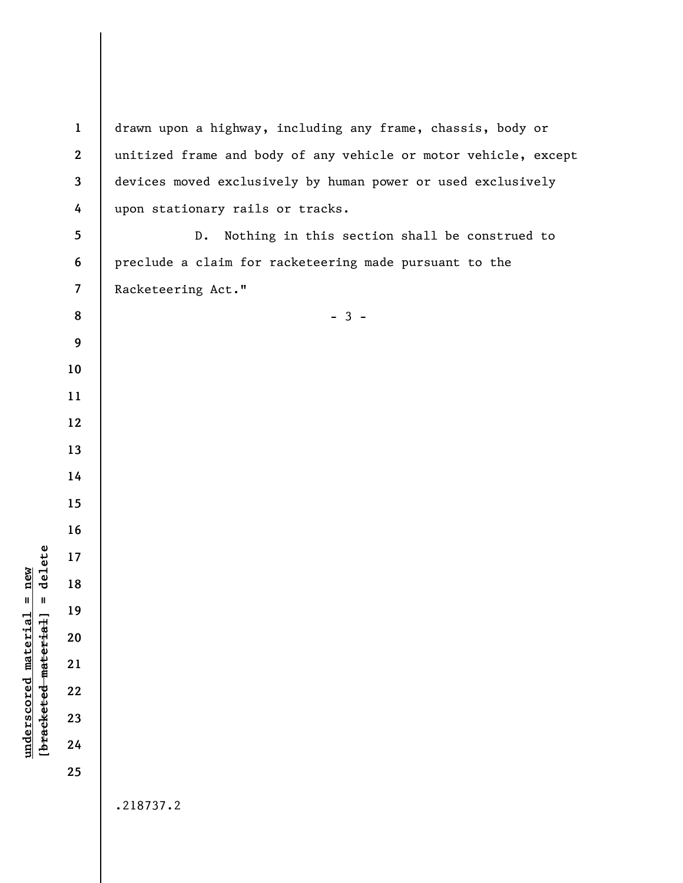drawn upon a highway, including any frame, chassis, body or unitized frame and body of any vehicle or motor vehicle, except devices moved exclusively by human power or used exclusively upon stationary rails or tracks.

D. Nothing in this section shall be construed to preclude a claim for racketeering made pursuant to the Racketeering Act."